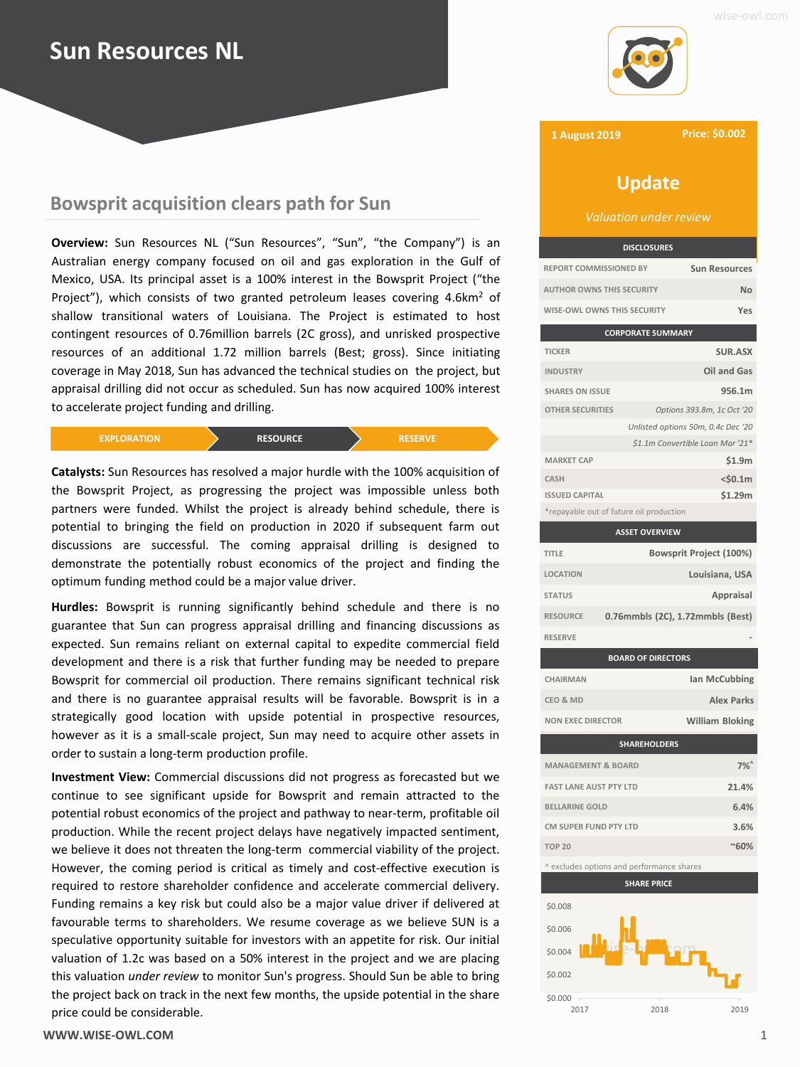# Sun Resources NL

## Bowsprit acquisition clears path for Sun

**Overview:** Sun Resources NL ("Sun Resources", "Sun", "the Company") is an Australian energy company focused on oil and gas exploration in the Gulf of Mexico, USA. Its principal asset is a 100% interest in the Bowsprit Project ("the Project"), which consists of two granted petroleum leases covering 4.6km$^2$ of shallow transitional waters of Louisiana. The Project is estimated to host contingent resources of 0.76million barrels (2C gross), and unrisked prospective resources of an additional 1.72 million barrels (Best; gross). Since initiating coverage in May 2018, Sun has advanced the technical studies on the project, but appraisal drilling did not occur as scheduled. Sun has now acquired 100% interest to accelerate project funding and drilling.

EXPLORATION → RESOURCE → RESERVE

**Catalysts:** Sun Resources has resolved a major hurdle with the 100% acquisition of the Bowsprit Project, as progressing the project was impossible unless both partners were funded. Whilst the project is already behind schedule, there is potential to bringing the field on production in 2020 if subsequent farm out discussions are successful. The coming appraisal drilling is designed to demonstrate the potentially robust economics of the project and finding the optimum funding method could be a major value driver.

**Hurdles:** Bowsprit is running significantly behind schedule and there is no guarantee that Sun can progress appraisal drilling and financing discussions as expected. Sun remains reliant on external capital to expedite commercial field development and there is a risk that further funding may be needed to prepare Bowsprit for commercial oil production. There remains significant technical risk and there is no guarantee appraisal results will be favorable. Bowsprit is in a strategically good location with upside potential in prospective resources, however as it is a small-scale project, Sun may need to acquire other assets in order to sustain a long-term production profile.

**Investment View:** Commercial discussions did not progress as forecasted but we continue to see significant upside for Bowsprit and remain attracted to the potential robust economics of the project and pathway to near-term, profitable oil production. While the recent project delays have negatively impacted sentiment, we believe it does not threaten the long-term commercial viability of the project. However, the coming period is critical as timely and cost-effective execution is required to restore shareholder confidence and accelerate commercial delivery. Funding remains a key risk but could also be a major value driver if delivered at favourable terms to shareholders. We resume coverage as we believe SUN is a speculative opportunity suitable for investors with an appetite for risk. Our initial valuation of 1.2c was based on a 50% interest in the project and we are placing this valuation *under review* to monitor Sun's progress. Should Sun be able to bring the project back on track in the next few months, the upside potential in the share price could be considerable.

---

**1 August 2019** | **Price: $0.002**

## Update

*Valuation under review*

| DISCLOSURES | |
|---|---|
| REPORT COMMISSIONED BY | Sun Resources |
| AUTHOR OWNS THIS SECURITY | No |
| WISE-OWL OWNS THIS SECURITY | Yes |

| CORPORATE SUMMARY | |
|---|---|
| TICKER | SUR.ASX |
| INDUSTRY | Oil and Gas |
| SHARES ON ISSUE | 956.1m |
| OTHER SECURITIES | *Options 393.8m, 1c Oct '20* |
| | *Unlisted options 50m, 0.4c Dec '20* |
| | *$1.1m Convertible Loan Mar '21** |
| MARKET CAP | $1.9m |
| CASH | <$0.1m |
| ISSUED CAPITAL | $1.29m |

*repayable out of future oil production

| ASSET OVERVIEW | |
|---|---|
| TITLE | Bowsprit Project (100%) |
| LOCATION | Louisiana, USA |
| STATUS | Appraisal |
| RESOURCE | 0.76mmbls (2C), 1.72mmbls (Best) |
| RESERVE | - |

| BOARD OF DIRECTORS | |
|---|---|
| CHAIRMAN | Ian McCubbing |
| CEO & MD | Alex Parks |
| NON EXEC DIRECTOR | William Bloking |

| SHAREHOLDERS | |
|---|---|
| MANAGEMENT & BOARD | 7%^ |
| FAST LANE AUST PTY LTD | 21.4% |
| BELLARINE GOLD | 6.4% |
| CM SUPER FUND PTY LTD | 3.6% |
| TOP 20 | ~60% |

^ excludes options and performance shares

**SHARE PRICE**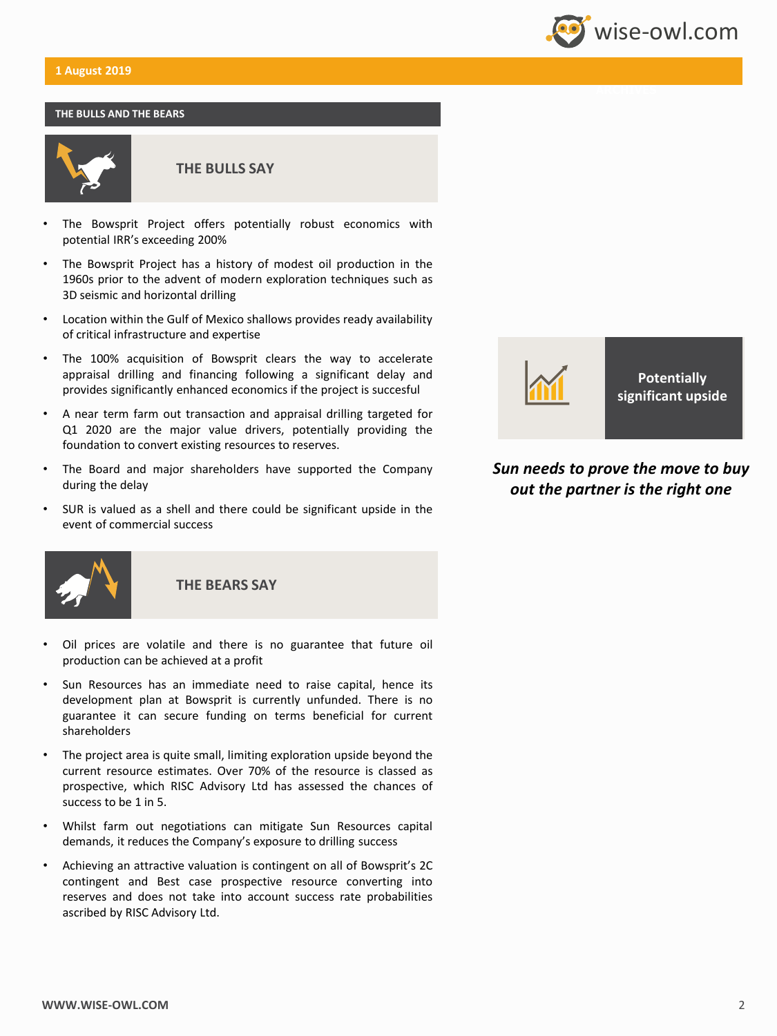1 August 2019

## THE BULLS AND THE BEARS

### THE BULLS SAY

- The Bowsprit Project offers potentially robust economics with potential IRR's exceeding 200%
- The Bowsprit Project has a history of modest oil production in the 1960s prior to the advent of modern exploration techniques such as 3D seismic and horizontal drilling
- Location within the Gulf of Mexico shallows provides ready availability of critical infrastructure and expertise
- The 100% acquisition of Bowsprit clears the way to accelerate appraisal drilling and financing following a significant delay and provides significantly enhanced economics if the project is succesful
- A near term farm out transaction and appraisal drilling targeted for Q1 2020 are the major value drivers, potentially providing the foundation to convert existing resources to reserves.
- The Board and major shareholders have supported the Company during the delay
- SUR is valued as a shell and there could be significant upside in the event of commercial success

### THE BEARS SAY

- Oil prices are volatile and there is no guarantee that future oil production can be achieved at a profit
- Sun Resources has an immediate need to raise capital, hence its development plan at Bowsprit is currently unfunded. There is no guarantee it can secure funding on terms beneficial for current shareholders
- The project area is quite small, limiting exploration upside beyond the current resource estimates. Over 70% of the resource is classed as prospective, which RISC Advisory Ltd has assessed the chances of success to be 1 in 5.
- Whilst farm out negotiations can mitigate Sun Resources capital demands, it reduces the Company's exposure to drilling success
- Achieving an attractive valuation is contingent on all of Bowsprit's 2C contingent and Best case prospective resource converting into reserves and does not take into account success rate probabilities ascribed by RISC Advisory Ltd.

**Potentially significant upside**

***Sun needs to prove the move to buy out the partner is the right one***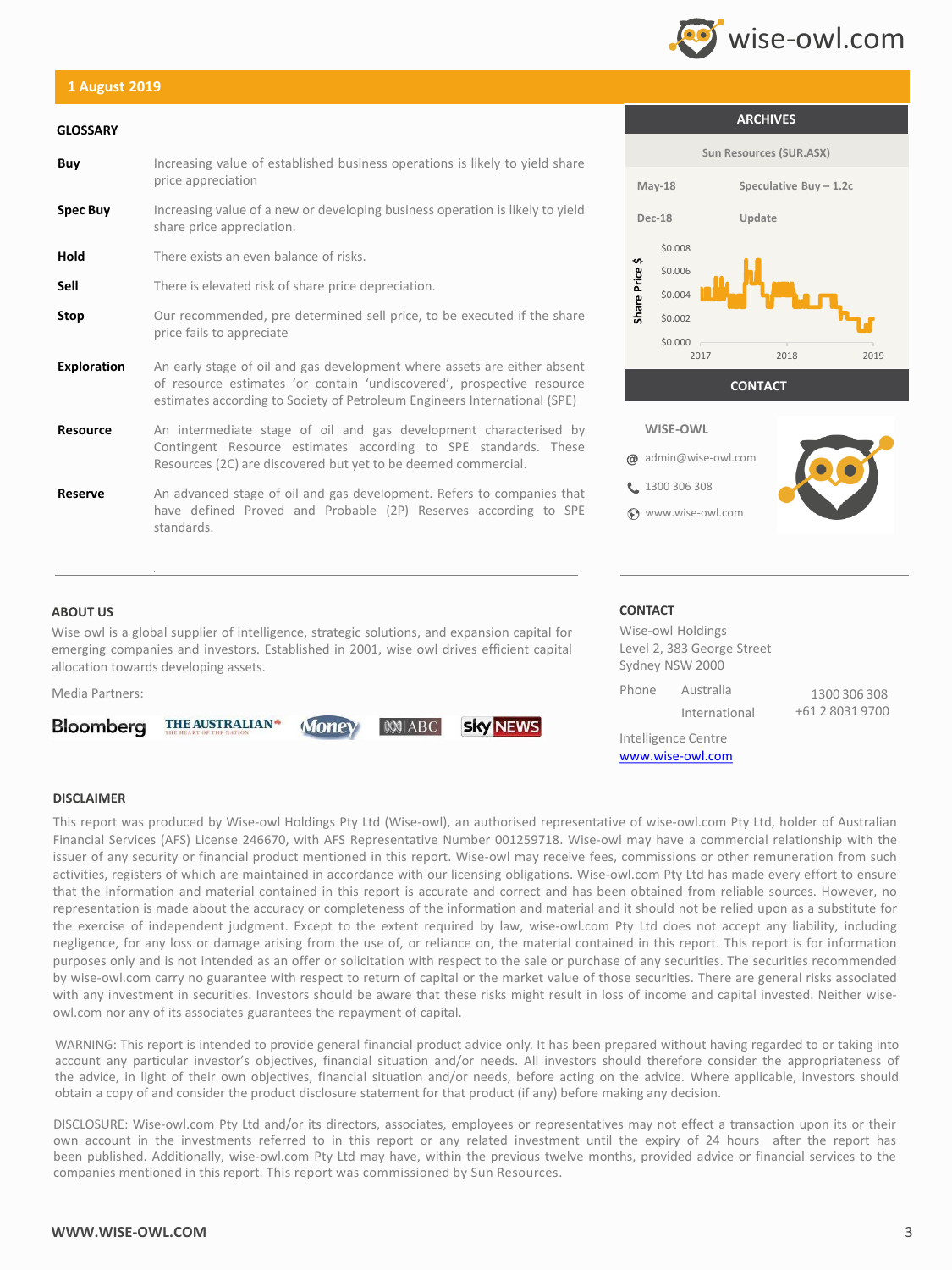**1 August 2019**

## GLOSSARY

| | |
|---|---|
| **Buy** | Increasing value of established business operations is likely to yield share price appreciation |
| **Spec Buy** | Increasing value of a new or developing business operation is likely to yield share price appreciation. |
| **Hold** | There exists an even balance of risks. |
| **Sell** | There is elevated risk of share price depreciation. |
| **Stop** | Our recommended, pre determined sell price, to be executed if the share price fails to appreciate |
| **Exploration** | An early stage of oil and gas development where assets are either absent of resource estimates 'or contain 'undiscovered', prospective resource estimates according to Society of Petroleum Engineers International (SPE) |
| **Resource** | An intermediate stage of oil and gas development characterised by Contingent Resource estimates according to SPE standards. These Resources (2C) are discovered but yet to be deemed commercial. |
| **Reserve** | An advanced stage of oil and gas development. Refers to companies that have defined Proved and Probable (2P) Reserves according to SPE standards. |

## ARCHIVES

Sun Resources (SUR.ASX)

| | |
|---|---|
| May-18 | Speculative Buy – 1.2c |
| Dec-18 | Update |

Share Price $

$0.008

$0.006

$0.004

$0.002

$0.000

2017

2018

2019

## CONTACT

WISE-OWL

@ admin@wise-owl.com

1300 306 308

www.wise-owl.com

## ABOUT US

Wise owl is a global supplier of intelligence, strategic solutions, and expansion capital for emerging companies and investors. Established in 2001, wise owl drives efficient capital allocation towards developing assets.

Media Partners:

Bloomberg · THE AUSTRALIAN · Money · ABC · sky NEWS

## CONTACT

Wise-owl Holdings
Level 2, 383 George Street
Sydney NSW 2000

| | | |
|---|---|---|
| Phone | Australia | 1300 306 308 |
| | International | +61 2 8031 9700 |

Intelligence Centre
www.wise-owl.com

## DISCLAIMER

This report was produced by Wise-owl Holdings Pty Ltd (Wise-owl), an authorised representative of wise-owl.com Pty Ltd, holder of Australian Financial Services (AFS) License 246670, with AFS Representative Number 001259718. Wise-owl may have a commercial relationship with the issuer of any security or financial product mentioned in this report. Wise-owl may receive fees, commissions or other remuneration from such activities, registers of which are maintained in accordance with our licensing obligations. Wise-owl.com Pty Ltd has made every effort to ensure that the information and material contained in this report is accurate and correct and has been obtained from reliable sources. However, no representation is made about the accuracy or completeness of the information and material and it should not be relied upon as a substitute for the exercise of independent judgment. Except to the extent required by law, wise-owl.com Pty Ltd does not accept any liability, including negligence, for any loss or damage arising from the use of, or reliance on, the material contained in this report. This report is for information purposes only and is not intended as an offer or solicitation with respect to the sale or purchase of any securities. The securities recommended by wise-owl.com carry no guarantee with respect to return of capital or the market value of those securities. There are general risks associated with any investment in securities. Investors should be aware that these risks might result in loss of income and capital invested. Neither wise-owl.com nor any of its associates guarantees the repayment of capital.

WARNING: This report is intended to provide general financial product advice only. It has been prepared without having regarded to or taking into account any particular investor's objectives, financial situation and/or needs. All investors should therefore consider the appropriateness of the advice, in light of their own objectives, financial situation and/or needs, before acting on the advice. Where applicable, investors should obtain a copy of and consider the product disclosure statement for that product (if any) before making any decision.

DISCLOSURE: Wise-owl.com Pty Ltd and/or its directors, associates, employees or representatives may not effect a transaction upon its or their own account in the investments referred to in this report or any related investment until the expiry of 24 hours after the report has been published. Additionally, wise-owl.com Pty Ltd may have, within the previous twelve months, provided advice or financial services to the companies mentioned in this report. This report was commissioned by Sun Resources.